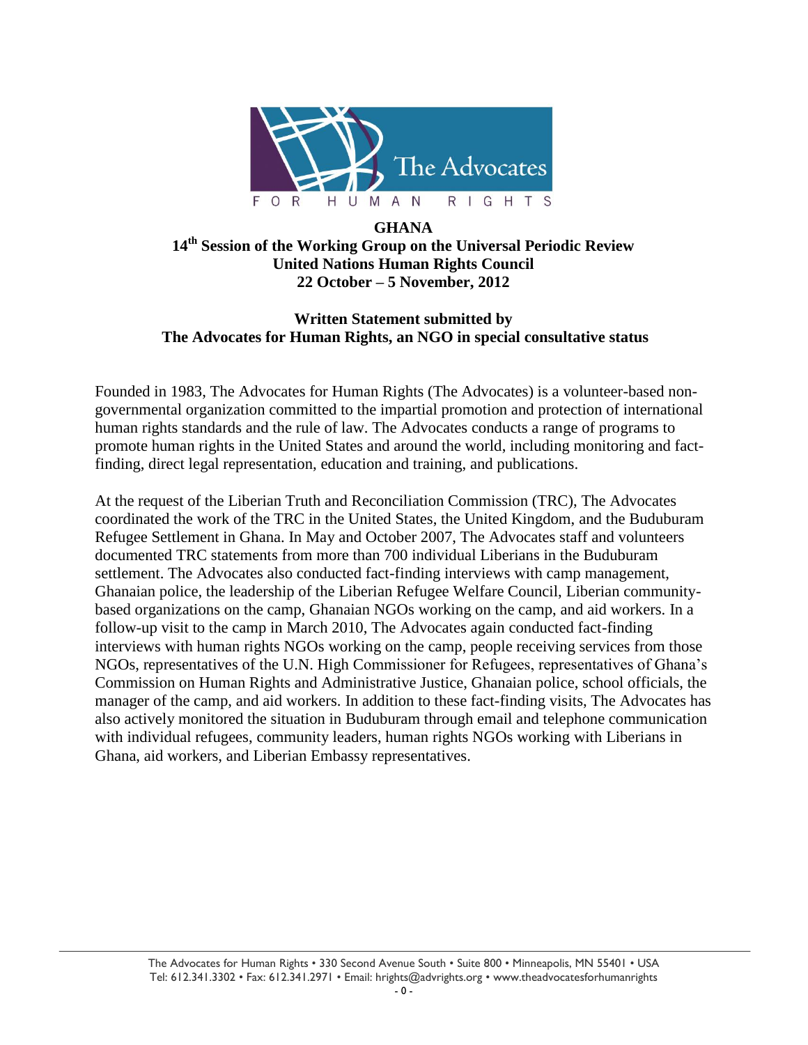# GHANA

## 14th Session of the Working Group on the Universal Periodic Review
## United Nations Human Rights Council
## 22 October – 5 November, 2012

### Written Statement submitted by
### The Advocates for Human Rights, an NGO in special consultative status

Founded in 1983, The Advocates for Human Rights (The Advocates) is a volunteer-based non-governmental organization committed to the impartial promotion and protection of international human rights standards and the rule of law. The Advocates conducts a range of programs to promote human rights in the United States and around the world, including monitoring and fact-finding, direct legal representation, education and training, and publications.

At the request of the Liberian Truth and Reconciliation Commission (TRC), The Advocates coordinated the work of the TRC in the United States, the United Kingdom, and the Buduburam Refugee Settlement in Ghana. In May and October 2007, The Advocates staff and volunteers documented TRC statements from more than 700 individual Liberians in the Buduburam settlement. The Advocates also conducted fact-finding interviews with camp management, Ghanaian police, the leadership of the Liberian Refugee Welfare Council, Liberian community-based organizations on the camp, Ghanaian NGOs working on the camp, and aid workers. In a follow-up visit to the camp in March 2010, The Advocates again conducted fact-finding interviews with human rights NGOs working on the camp, people receiving services from those NGOs, representatives of the U.N. High Commissioner for Refugees, representatives of Ghana's Commission on Human Rights and Administrative Justice, Ghanaian police, school officials, the manager of the camp, and aid workers. In addition to these fact-finding visits, The Advocates has also actively monitored the situation in Buduburam through email and telephone communication with individual refugees, community leaders, human rights NGOs working with Liberians in Ghana, aid workers, and Liberian Embassy representatives.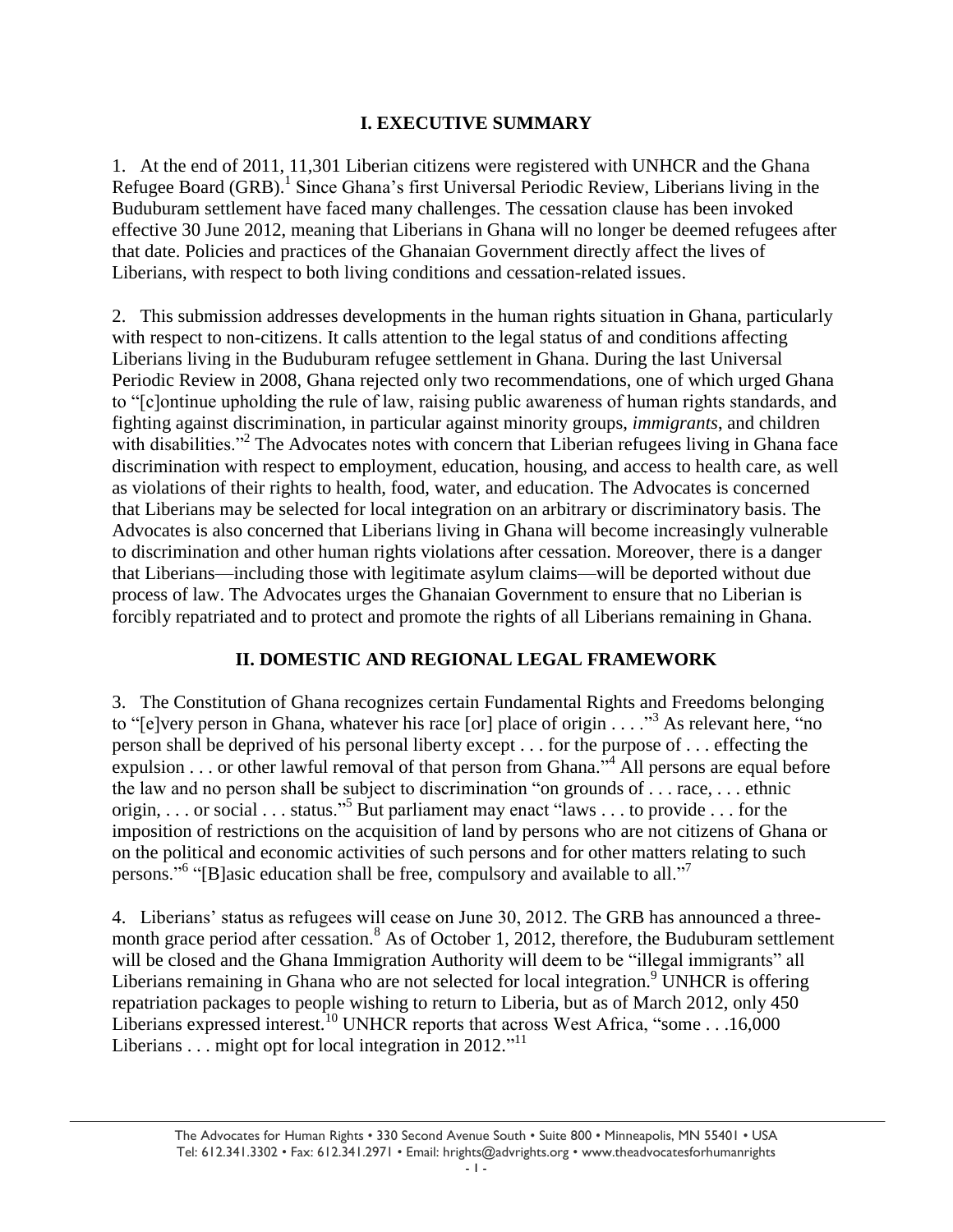## I. EXECUTIVE SUMMARY

1. At the end of 2011, 11,301 Liberian citizens were registered with UNHCR and the Ghana Refugee Board (GRB).[1] Since Ghana's first Universal Periodic Review, Liberians living in the Buduburam settlement have faced many challenges. The cessation clause has been invoked effective 30 June 2012, meaning that Liberians in Ghana will no longer be deemed refugees after that date. Policies and practices of the Ghanaian Government directly affect the lives of Liberians, with respect to both living conditions and cessation-related issues.

2. This submission addresses developments in the human rights situation in Ghana, particularly with respect to non-citizens. It calls attention to the legal status of and conditions affecting Liberians living in the Buduburam refugee settlement in Ghana. During the last Universal Periodic Review in 2008, Ghana rejected only two recommendations, one of which urged Ghana to "[c]ontinue upholding the rule of law, raising public awareness of human rights standards, and fighting against discrimination, in particular against minority groups, *immigrants*, and children with disabilities."[2] The Advocates notes with concern that Liberian refugees living in Ghana face discrimination with respect to employment, education, housing, and access to health care, as well as violations of their rights to health, food, water, and education. The Advocates is concerned that Liberians may be selected for local integration on an arbitrary or discriminatory basis. The Advocates is also concerned that Liberians living in Ghana will become increasingly vulnerable to discrimination and other human rights violations after cessation. Moreover, there is a danger that Liberians—including those with legitimate asylum claims—will be deported without due process of law. The Advocates urges the Ghanaian Government to ensure that no Liberian is forcibly repatriated and to protect and promote the rights of all Liberians remaining in Ghana.

## II. DOMESTIC AND REGIONAL LEGAL FRAMEWORK

3. The Constitution of Ghana recognizes certain Fundamental Rights and Freedoms belonging to "[e]very person in Ghana, whatever his race [or] place of origin . . . ."[3] As relevant here, "no person shall be deprived of his personal liberty except . . . for the purpose of . . . effecting the expulsion . . . or other lawful removal of that person from Ghana."[4] All persons are equal before the law and no person shall be subject to discrimination "on grounds of . . . race, . . . ethnic origin, . . . or social . . . status."[5] But parliament may enact "laws . . . to provide . . . for the imposition of restrictions on the acquisition of land by persons who are not citizens of Ghana or on the political and economic activities of such persons and for other matters relating to such persons."[6] "[B]asic education shall be free, compulsory and available to all."[7]

4. Liberians' status as refugees will cease on June 30, 2012. The GRB has announced a three-month grace period after cessation.[8] As of October 1, 2012, therefore, the Buduburam settlement will be closed and the Ghana Immigration Authority will deem to be "illegal immigrants" all Liberians remaining in Ghana who are not selected for local integration.[9] UNHCR is offering repatriation packages to people wishing to return to Liberia, but as of March 2012, only 450 Liberians expressed interest.[10] UNHCR reports that across West Africa, "some . . .16,000 Liberians . . . might opt for local integration in 2012."[11]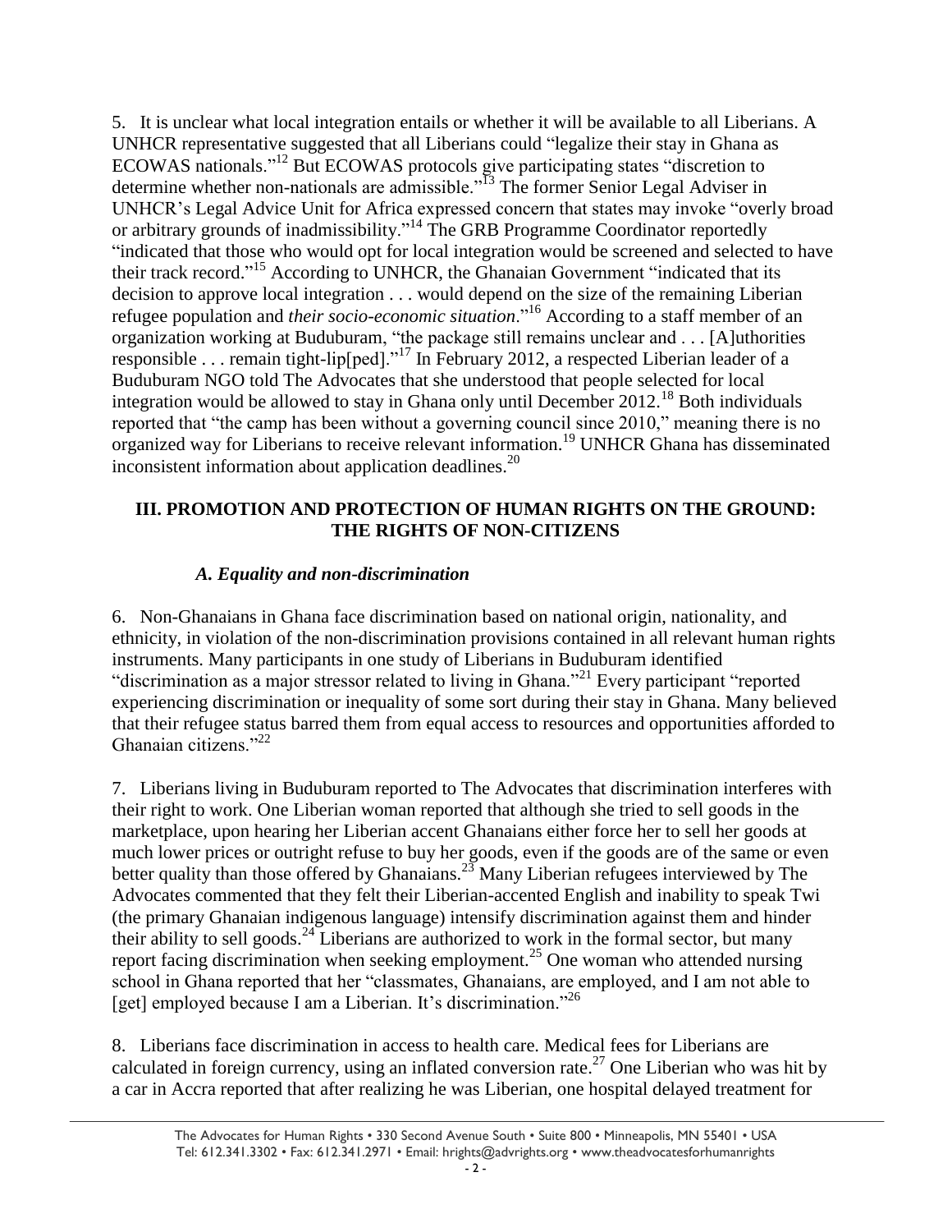5. It is unclear what local integration entails or whether it will be available to all Liberians. A UNHCR representative suggested that all Liberians could "legalize their stay in Ghana as ECOWAS nationals."[12] But ECOWAS protocols give participating states "discretion to determine whether non-nationals are admissible."[13] The former Senior Legal Adviser in UNHCR's Legal Advice Unit for Africa expressed concern that states may invoke "overly broad or arbitrary grounds of inadmissibility."[14] The GRB Programme Coordinator reportedly "indicated that those who would opt for local integration would be screened and selected to have their track record."[15] According to UNHCR, the Ghanaian Government "indicated that its decision to approve local integration . . . would depend on the size of the remaining Liberian refugee population and *their socio-economic situation*."[16] According to a staff member of an organization working at Buduburam, "the package still remains unclear and . . . [A]uthorities responsible . . . remain tight-lip[ped]."[17] In February 2012, a respected Liberian leader of a Buduburam NGO told The Advocates that she understood that people selected for local integration would be allowed to stay in Ghana only until December 2012.[18] Both individuals reported that "the camp has been without a governing council since 2010," meaning there is no organized way for Liberians to receive relevant information.[19] UNHCR Ghana has disseminated inconsistent information about application deadlines.[20]

## III. PROMOTION AND PROTECTION OF HUMAN RIGHTS ON THE GROUND: THE RIGHTS OF NON-CITIZENS

### *A. Equality and non-discrimination*

6. Non-Ghanaians in Ghana face discrimination based on national origin, nationality, and ethnicity, in violation of the non-discrimination provisions contained in all relevant human rights instruments. Many participants in one study of Liberians in Buduburam identified "discrimination as a major stressor related to living in Ghana."[21] Every participant "reported experiencing discrimination or inequality of some sort during their stay in Ghana. Many believed that their refugee status barred them from equal access to resources and opportunities afforded to Ghanaian citizens."[22]

7. Liberians living in Buduburam reported to The Advocates that discrimination interferes with their right to work. One Liberian woman reported that although she tried to sell goods in the marketplace, upon hearing her Liberian accent Ghanaians either force her to sell her goods at much lower prices or outright refuse to buy her goods, even if the goods are of the same or even better quality than those offered by Ghanaians.[23] Many Liberian refugees interviewed by The Advocates commented that they felt their Liberian-accented English and inability to speak Twi (the primary Ghanaian indigenous language) intensify discrimination against them and hinder their ability to sell goods.[24] Liberians are authorized to work in the formal sector, but many report facing discrimination when seeking employment.[25] One woman who attended nursing school in Ghana reported that her "classmates, Ghanaians, are employed, and I am not able to [get] employed because I am a Liberian. It's discrimination."[26]

8. Liberians face discrimination in access to health care. Medical fees for Liberians are calculated in foreign currency, using an inflated conversion rate.[27] One Liberian who was hit by a car in Accra reported that after realizing he was Liberian, one hospital delayed treatment for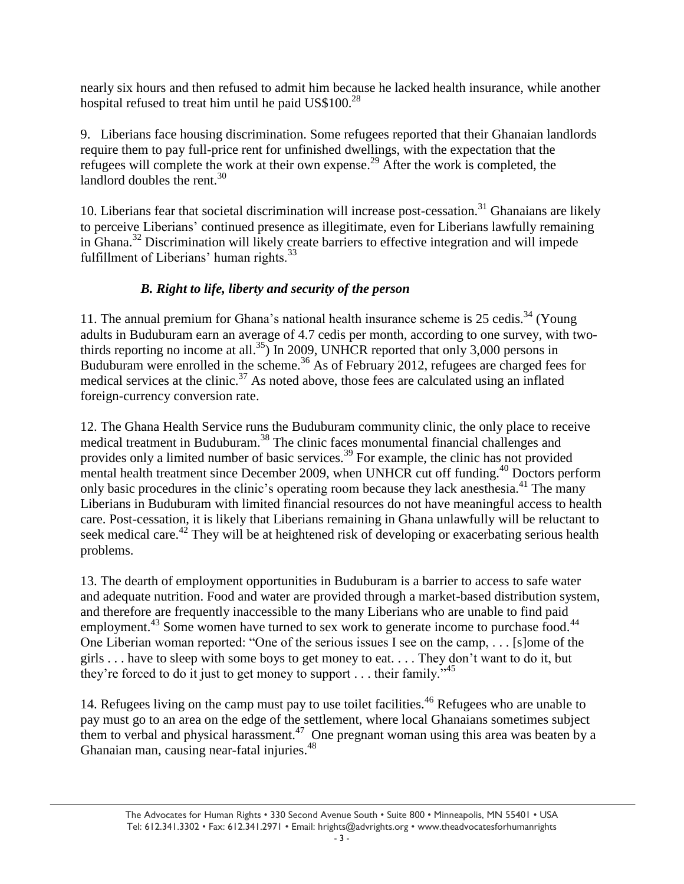nearly six hours and then refused to admit him because he lacked health insurance, while another hospital refused to treat him until he paid US$100.[28]

9. Liberians face housing discrimination. Some refugees reported that their Ghanaian landlords require them to pay full-price rent for unfinished dwellings, with the expectation that the refugees will complete the work at their own expense.[29] After the work is completed, the landlord doubles the rent.[30]

10. Liberians fear that societal discrimination will increase post-cessation.[31] Ghanaians are likely to perceive Liberians' continued presence as illegitimate, even for Liberians lawfully remaining in Ghana.[32] Discrimination will likely create barriers to effective integration and will impede fulfillment of Liberians' human rights.[33]

### *B. Right to life, liberty and security of the person*

11. The annual premium for Ghana's national health insurance scheme is 25 cedis.[34] (Young adults in Buduburam earn an average of 4.7 cedis per month, according to one survey, with two-thirds reporting no income at all.[35]) In 2009, UNHCR reported that only 3,000 persons in Buduburam were enrolled in the scheme.[36] As of February 2012, refugees are charged fees for medical services at the clinic.[37] As noted above, those fees are calculated using an inflated foreign-currency conversion rate.

12. The Ghana Health Service runs the Buduburam community clinic, the only place to receive medical treatment in Buduburam.[38] The clinic faces monumental financial challenges and provides only a limited number of basic services.[39] For example, the clinic has not provided mental health treatment since December 2009, when UNHCR cut off funding.[40] Doctors perform only basic procedures in the clinic's operating room because they lack anesthesia.[41] The many Liberians in Buduburam with limited financial resources do not have meaningful access to health care. Post-cessation, it is likely that Liberians remaining in Ghana unlawfully will be reluctant to seek medical care.[42] They will be at heightened risk of developing or exacerbating serious health problems.

13. The dearth of employment opportunities in Buduburam is a barrier to access to safe water and adequate nutrition. Food and water are provided through a market-based distribution system, and therefore are frequently inaccessible to the many Liberians who are unable to find paid employment.[43] Some women have turned to sex work to generate income to purchase food.[44] One Liberian woman reported: "One of the serious issues I see on the camp, . . . [s]ome of the girls . . . have to sleep with some boys to get money to eat. . . . They don't want to do it, but they're forced to do it just to get money to support . . . their family."[45]

14. Refugees living on the camp must pay to use toilet facilities.[46] Refugees who are unable to pay must go to an area on the edge of the settlement, where local Ghanaians sometimes subject them to verbal and physical harassment.[47] One pregnant woman using this area was beaten by a Ghanaian man, causing near-fatal injuries.[48]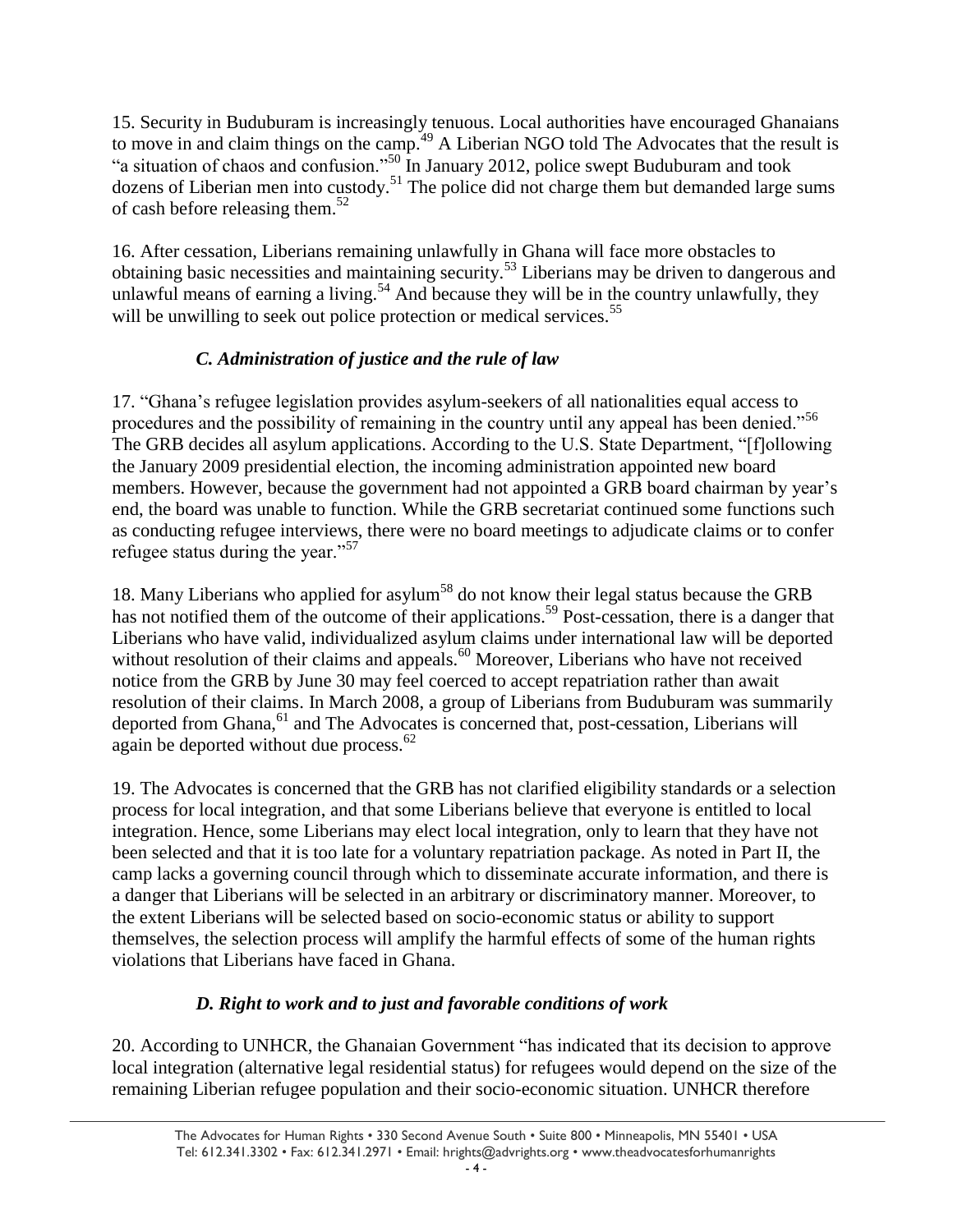15. Security in Buduburam is increasingly tenuous. Local authorities have encouraged Ghanaians to move in and claim things on the camp.[49] A Liberian NGO told The Advocates that the result is "a situation of chaos and confusion."[50] In January 2012, police swept Buduburam and took dozens of Liberian men into custody.[51] The police did not charge them but demanded large sums of cash before releasing them.[52]

16. After cessation, Liberians remaining unlawfully in Ghana will face more obstacles to obtaining basic necessities and maintaining security.[53] Liberians may be driven to dangerous and unlawful means of earning a living.[54] And because they will be in the country unlawfully, they will be unwilling to seek out police protection or medical services.[55]

### *C. Administration of justice and the rule of law*

17. "Ghana's refugee legislation provides asylum-seekers of all nationalities equal access to procedures and the possibility of remaining in the country until any appeal has been denied."[56] The GRB decides all asylum applications. According to the U.S. State Department, "[f]ollowing the January 2009 presidential election, the incoming administration appointed new board members. However, because the government had not appointed a GRB board chairman by year's end, the board was unable to function. While the GRB secretariat continued some functions such as conducting refugee interviews, there were no board meetings to adjudicate claims or to confer refugee status during the year."[57]

18. Many Liberians who applied for asylum[58] do not know their legal status because the GRB has not notified them of the outcome of their applications.[59] Post-cessation, there is a danger that Liberians who have valid, individualized asylum claims under international law will be deported without resolution of their claims and appeals.[60] Moreover, Liberians who have not received notice from the GRB by June 30 may feel coerced to accept repatriation rather than await resolution of their claims. In March 2008, a group of Liberians from Buduburam was summarily deported from Ghana,[61] and The Advocates is concerned that, post-cessation, Liberians will again be deported without due process.[62]

19. The Advocates is concerned that the GRB has not clarified eligibility standards or a selection process for local integration, and that some Liberians believe that everyone is entitled to local integration. Hence, some Liberians may elect local integration, only to learn that they have not been selected and that it is too late for a voluntary repatriation package. As noted in Part II, the camp lacks a governing council through which to disseminate accurate information, and there is a danger that Liberians will be selected in an arbitrary or discriminatory manner. Moreover, to the extent Liberians will be selected based on socio-economic status or ability to support themselves, the selection process will amplify the harmful effects of some of the human rights violations that Liberians have faced in Ghana.

### *D. Right to work and to just and favorable conditions of work*

20. According to UNHCR, the Ghanaian Government "has indicated that its decision to approve local integration (alternative legal residential status) for refugees would depend on the size of the remaining Liberian refugee population and their socio-economic situation. UNHCR therefore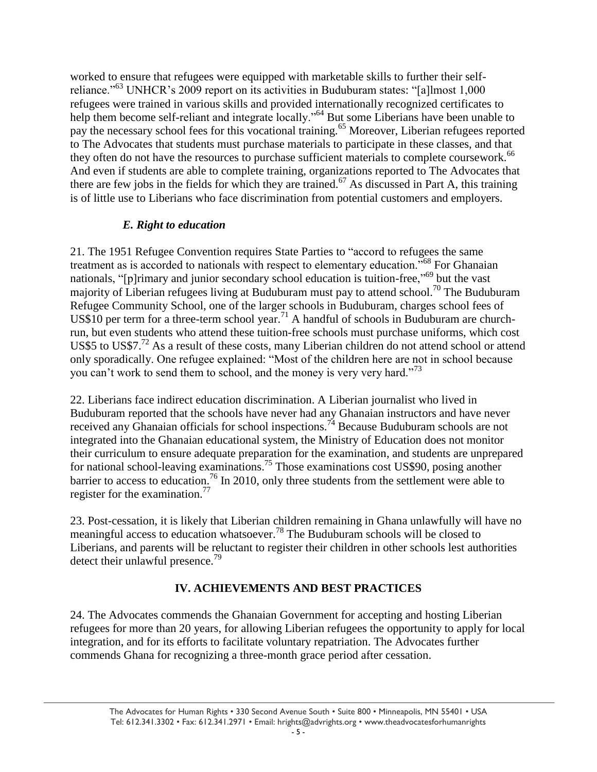worked to ensure that refugees were equipped with marketable skills to further their self-reliance."[63] UNHCR's 2009 report on its activities in Buduburam states: "[a]lmost 1,000 refugees were trained in various skills and provided internationally recognized certificates to help them become self-reliant and integrate locally."[64] But some Liberians have been unable to pay the necessary school fees for this vocational training.[65] Moreover, Liberian refugees reported to The Advocates that students must purchase materials to participate in these classes, and that they often do not have the resources to purchase sufficient materials to complete coursework.[66] And even if students are able to complete training, organizations reported to The Advocates that there are few jobs in the fields for which they are trained.[67] As discussed in Part A, this training is of little use to Liberians who face discrimination from potential customers and employers.

### *E. Right to education*

21. The 1951 Refugee Convention requires State Parties to "accord to refugees the same treatment as is accorded to nationals with respect to elementary education."[68] For Ghanaian nationals, "[p]rimary and junior secondary school education is tuition-free,"[69] but the vast majority of Liberian refugees living at Buduburam must pay to attend school.[70] The Buduburam Refugee Community School, one of the larger schools in Buduburam, charges school fees of US$10 per term for a three-term school year.[71] A handful of schools in Buduburam are church-run, but even students who attend these tuition-free schools must purchase uniforms, which cost US$5 to US$7.[72] As a result of these costs, many Liberian children do not attend school or attend only sporadically. One refugee explained: "Most of the children here are not in school because you can't work to send them to school, and the money is very very hard."[73]

22. Liberians face indirect education discrimination. A Liberian journalist who lived in Buduburam reported that the schools have never had any Ghanaian instructors and have never received any Ghanaian officials for school inspections.[74] Because Buduburam schools are not integrated into the Ghanaian educational system, the Ministry of Education does not monitor their curriculum to ensure adequate preparation for the examination, and students are unprepared for national school-leaving examinations.[75] Those examinations cost US$90, posing another barrier to access to education.[76] In 2010, only three students from the settlement were able to register for the examination.[77]

23. Post-cessation, it is likely that Liberian children remaining in Ghana unlawfully will have no meaningful access to education whatsoever.[78] The Buduburam schools will be closed to Liberians, and parents will be reluctant to register their children in other schools lest authorities detect their unlawful presence.[79]

## IV. ACHIEVEMENTS AND BEST PRACTICES

24. The Advocates commends the Ghanaian Government for accepting and hosting Liberian refugees for more than 20 years, for allowing Liberian refugees the opportunity to apply for local integration, and for its efforts to facilitate voluntary repatriation. The Advocates further commends Ghana for recognizing a three-month grace period after cessation.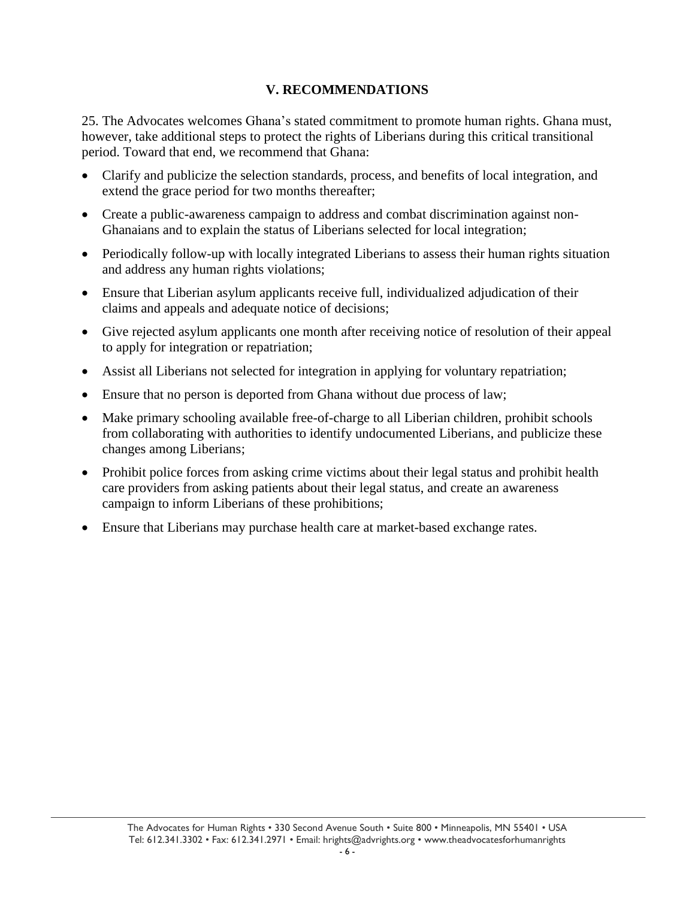## V. RECOMMENDATIONS

25. The Advocates welcomes Ghana's stated commitment to promote human rights. Ghana must, however, take additional steps to protect the rights of Liberians during this critical transitional period. Toward that end, we recommend that Ghana:

- Clarify and publicize the selection standards, process, and benefits of local integration, and extend the grace period for two months thereafter;
- Create a public-awareness campaign to address and combat discrimination against non-Ghanaians and to explain the status of Liberians selected for local integration;
- Periodically follow-up with locally integrated Liberians to assess their human rights situation and address any human rights violations;
- Ensure that Liberian asylum applicants receive full, individualized adjudication of their claims and appeals and adequate notice of decisions;
- Give rejected asylum applicants one month after receiving notice of resolution of their appeal to apply for integration or repatriation;
- Assist all Liberians not selected for integration in applying for voluntary repatriation;
- Ensure that no person is deported from Ghana without due process of law;
- Make primary schooling available free-of-charge to all Liberian children, prohibit schools from collaborating with authorities to identify undocumented Liberians, and publicize these changes among Liberians;
- Prohibit police forces from asking crime victims about their legal status and prohibit health care providers from asking patients about their legal status, and create an awareness campaign to inform Liberians of these prohibitions;
- Ensure that Liberians may purchase health care at market-based exchange rates.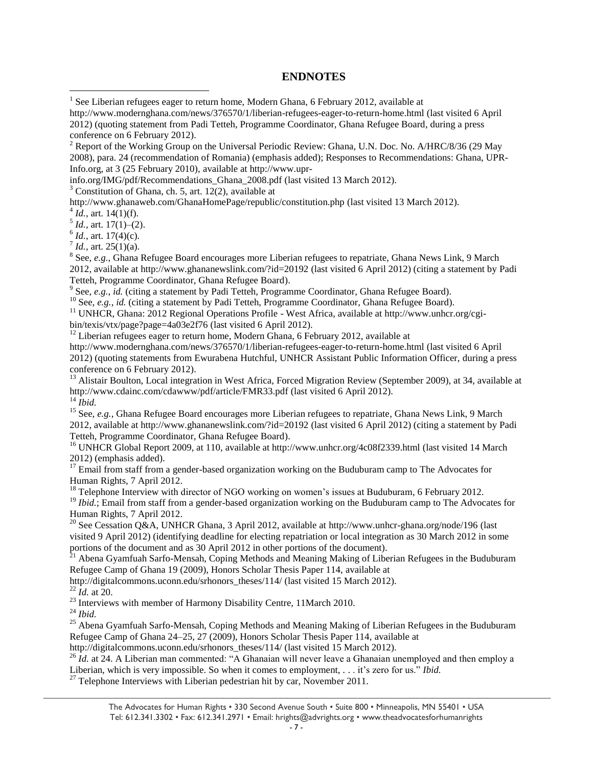## ENDNOTES

[1] See Liberian refugees eager to return home, Modern Ghana, 6 February 2012, available at http://www.modernghana.com/news/376570/1/liberian-refugees-eager-to-return-home.html (last visited 6 April 2012) (quoting statement from Padi Tetteh, Programme Coordinator, Ghana Refugee Board, during a press conference on 6 February 2012).

[2] Report of the Working Group on the Universal Periodic Review: Ghana, U.N. Doc. No. A/HRC/8/36 (29 May 2008), para. 24 (recommendation of Romania) (emphasis added); Responses to Recommendations: Ghana, UPR-Info.org, at 3 (25 February 2010), available at http://www.upr-info.org/IMG/pdf/Recommendations_Ghana_2008.pdf (last visited 13 March 2012).

[3] Constitution of Ghana, ch. 5, art. 12(2), available at http://www.ghanaweb.com/GhanaHomePage/republic/constitution.php (last visited 13 March 2012).

[4] *Id.*, art. 14(1)(f).

[5] *Id.*, art. 17(1)–(2).

[6] *Id.*, art. 17(4)(c).

[7] *Id.*, art. 25(1)(a).

[8] See, *e.g.*, Ghana Refugee Board encourages more Liberian refugees to repatriate, Ghana News Link, 9 March 2012, available at http://www.ghananewslink.com/?id=20192 (last visited 6 April 2012) (citing a statement by Padi Tetteh, Programme Coordinator, Ghana Refugee Board).

[9] See, *e.g.*, *id.* (citing a statement by Padi Tetteh, Programme Coordinator, Ghana Refugee Board).

[10] See, *e.g.*, *id.* (citing a statement by Padi Tetteh, Programme Coordinator, Ghana Refugee Board).

[11] UNHCR, Ghana: 2012 Regional Operations Profile - West Africa, available at http://www.unhcr.org/cgi-bin/texis/vtx/page?page=4a03e2f76 (last visited 6 April 2012).

[12] Liberian refugees eager to return home, Modern Ghana, 6 February 2012, available at http://www.modernghana.com/news/376570/1/liberian-refugees-eager-to-return-home.html (last visited 6 April 2012) (quoting statements from Ewurabena Hutchful, UNHCR Assistant Public Information Officer, during a press conference on 6 February 2012).

[13] Alistair Boulton, Local integration in West Africa, Forced Migration Review (September 2009), at 34, available at http://www.cdainc.com/cdawww/pdf/article/FMR33.pdf (last visited 6 April 2012).

[14] *Ibid.*

[15] See, *e.g.*, Ghana Refugee Board encourages more Liberian refugees to repatriate, Ghana News Link, 9 March 2012, available at http://www.ghananewslink.com/?id=20192 (last visited 6 April 2012) (citing a statement by Padi Tetteh, Programme Coordinator, Ghana Refugee Board).

[16] UNHCR Global Report 2009, at 110, available at http://www.unhcr.org/4c08f2339.html (last visited 14 March 2012) (emphasis added).

[17] Email from staff from a gender-based organization working on the Buduburam camp to The Advocates for Human Rights, 7 April 2012.

[18] Telephone Interview with director of NGO working on women's issues at Buduburam, 6 February 2012.

[19] *Ibid.*; Email from staff from a gender-based organization working on the Buduburam camp to The Advocates for Human Rights, 7 April 2012.

[20] See Cessation Q&A, UNHCR Ghana, 3 April 2012, available at http://www.unhcr-ghana.org/node/196 (last visited 9 April 2012) (identifying deadline for electing repatriation or local integration as 30 March 2012 in some portions of the document and as 30 April 2012 in other portions of the document).

[21] Abena Gyamfuah Sarfo-Mensah, Coping Methods and Meaning Making of Liberian Refugees in the Buduburam Refugee Camp of Ghana 19 (2009), Honors Scholar Thesis Paper 114, available at http://digitalcommons.uconn.edu/srhonors_theses/114/ (last visited 15 March 2012).

[22] *Id.* at 20.

[23] Interviews with member of Harmony Disability Centre, 11March 2010.

[24] *Ibid.*

[25] Abena Gyamfuah Sarfo-Mensah, Coping Methods and Meaning Making of Liberian Refugees in the Buduburam Refugee Camp of Ghana 24–25, 27 (2009), Honors Scholar Thesis Paper 114, available at http://digitalcommons.uconn.edu/srhonors_theses/114/ (last visited 15 March 2012).

[26] *Id.* at 24. A Liberian man commented: "A Ghanaian will never leave a Ghanaian unemployed and then employ a Liberian, which is very impossible. So when it comes to employment, . . . it's zero for us." *Ibid.*

[27] Telephone Interviews with Liberian pedestrian hit by car, November 2011.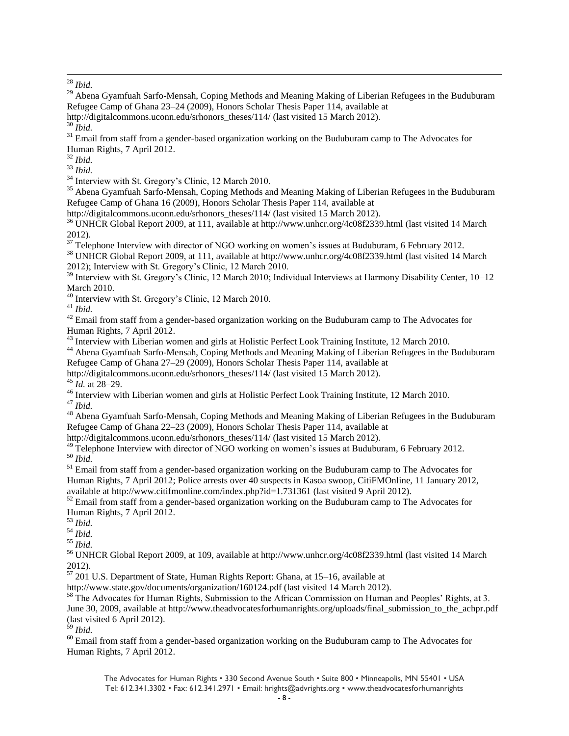[28] *Ibid.*

[29] Abena Gyamfuah Sarfo-Mensah, Coping Methods and Meaning Making of Liberian Refugees in the Buduburam Refugee Camp of Ghana 23–24 (2009), Honors Scholar Thesis Paper 114, available at http://digitalcommons.uconn.edu/srhonors_theses/114/ (last visited 15 March 2012).

[30] *Ibid.*

[31] Email from staff from a gender-based organization working on the Buduburam camp to The Advocates for Human Rights, 7 April 2012.

[32] *Ibid.*

[33] *Ibid.*

[34] Interview with St. Gregory's Clinic, 12 March 2010.

[35] Abena Gyamfuah Sarfo-Mensah, Coping Methods and Meaning Making of Liberian Refugees in the Buduburam Refugee Camp of Ghana 16 (2009), Honors Scholar Thesis Paper 114, available at http://digitalcommons.uconn.edu/srhonors_theses/114/ (last visited 15 March 2012).

[36] UNHCR Global Report 2009, at 111, available at http://www.unhcr.org/4c08f2339.html (last visited 14 March 2012).

[37] Telephone Interview with director of NGO working on women's issues at Buduburam, 6 February 2012.

[38] UNHCR Global Report 2009, at 111, available at http://www.unhcr.org/4c08f2339.html (last visited 14 March 2012); Interview with St. Gregory's Clinic, 12 March 2010.

[39] Interview with St. Gregory's Clinic, 12 March 2010; Individual Interviews at Harmony Disability Center, 10–12 March 2010.

[40] Interview with St. Gregory's Clinic, 12 March 2010.

[41] *Ibid.*

[42] Email from staff from a gender-based organization working on the Buduburam camp to The Advocates for Human Rights, 7 April 2012.

[43] Interview with Liberian women and girls at Holistic Perfect Look Training Institute, 12 March 2010.

[44] Abena Gyamfuah Sarfo-Mensah, Coping Methods and Meaning Making of Liberian Refugees in the Buduburam Refugee Camp of Ghana 27–29 (2009), Honors Scholar Thesis Paper 114, available at http://digitalcommons.uconn.edu/srhonors_theses/114/ (last visited 15 March 2012).

[45] *Id.* at 28–29.

[46] Interview with Liberian women and girls at Holistic Perfect Look Training Institute, 12 March 2010.

[47] *Ibid.*

[48] Abena Gyamfuah Sarfo-Mensah, Coping Methods and Meaning Making of Liberian Refugees in the Buduburam Refugee Camp of Ghana 22–23 (2009), Honors Scholar Thesis Paper 114, available at http://digitalcommons.uconn.edu/srhonors_theses/114/ (last visited 15 March 2012).

[49] Telephone Interview with director of NGO working on women's issues at Buduburam, 6 February 2012.

[50] *Ibid.*

[51] Email from staff from a gender-based organization working on the Buduburam camp to The Advocates for Human Rights, 7 April 2012; Police arrests over 40 suspects in Kasoa swoop, CitiFMOnline, 11 January 2012, available at http://www.citifmonline.com/index.php?id=1.731361 (last visited 9 April 2012).

[52] Email from staff from a gender-based organization working on the Buduburam camp to The Advocates for Human Rights, 7 April 2012.

[53] *Ibid.*

[54] *Ibid.*

[55] *Ibid.*

[56] UNHCR Global Report 2009, at 109, available at http://www.unhcr.org/4c08f2339.html (last visited 14 March 2012).

[57] 201 U.S. Department of State, Human Rights Report: Ghana, at 15–16, available at http://www.state.gov/documents/organization/160124.pdf (last visited 14 March 2012).

[58] The Advocates for Human Rights, Submission to the African Commission on Human and Peoples' Rights, at 3. June 30, 2009, available at http://www.theadvocatesforhumanrights.org/uploads/final_submission_to_the_achpr.pdf (last visited 6 April 2012).

[59] *Ibid.*

[60] Email from staff from a gender-based organization working on the Buduburam camp to The Advocates for Human Rights, 7 April 2012.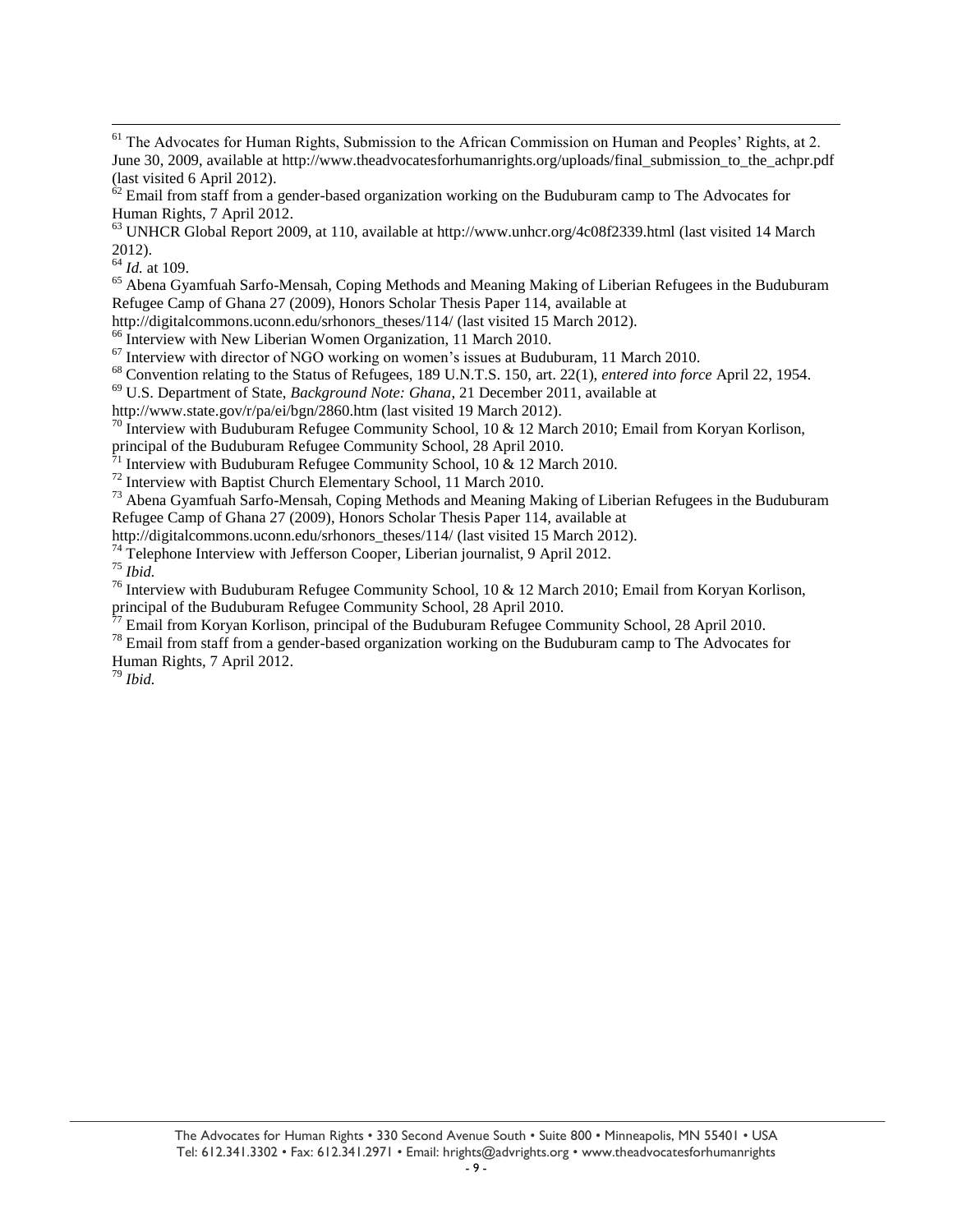[61] The Advocates for Human Rights, Submission to the African Commission on Human and Peoples' Rights, at 2. June 30, 2009, available at http://www.theadvocatesforhumanrights.org/uploads/final_submission_to_the_achpr.pdf (last visited 6 April 2012).

[62] Email from staff from a gender-based organization working on the Buduburam camp to The Advocates for Human Rights, 7 April 2012.

[63] UNHCR Global Report 2009, at 110, available at http://www.unhcr.org/4c08f2339.html (last visited 14 March 2012).

[64] *Id.* at 109.

[65] Abena Gyamfuah Sarfo-Mensah, Coping Methods and Meaning Making of Liberian Refugees in the Buduburam Refugee Camp of Ghana 27 (2009), Honors Scholar Thesis Paper 114, available at http://digitalcommons.uconn.edu/srhonors_theses/114/ (last visited 15 March 2012).

[66] Interview with New Liberian Women Organization, 11 March 2010.

[67] Interview with director of NGO working on women's issues at Buduburam, 11 March 2010.

[68] Convention relating to the Status of Refugees, 189 U.N.T.S. 150, art. 22(1), *entered into force* April 22, 1954.

[69] U.S. Department of State, *Background Note: Ghana*, 21 December 2011, available at http://www.state.gov/r/pa/ei/bgn/2860.htm (last visited 19 March 2012).

[70] Interview with Buduburam Refugee Community School, 10 & 12 March 2010; Email from Koryan Korlison, principal of the Buduburam Refugee Community School, 28 April 2010.

[71] Interview with Buduburam Refugee Community School, 10 & 12 March 2010.

[72] Interview with Baptist Church Elementary School, 11 March 2010.

[73] Abena Gyamfuah Sarfo-Mensah, Coping Methods and Meaning Making of Liberian Refugees in the Buduburam Refugee Camp of Ghana 27 (2009), Honors Scholar Thesis Paper 114, available at http://digitalcommons.uconn.edu/srhonors_theses/114/ (last visited 15 March 2012).

[74] Telephone Interview with Jefferson Cooper, Liberian journalist, 9 April 2012.

[75] *Ibid.*

[76] Interview with Buduburam Refugee Community School, 10 & 12 March 2010; Email from Koryan Korlison, principal of the Buduburam Refugee Community School, 28 April 2010.

[77] Email from Koryan Korlison, principal of the Buduburam Refugee Community School, 28 April 2010.

[78] Email from staff from a gender-based organization working on the Buduburam camp to The Advocates for Human Rights, 7 April 2012.

[79] *Ibid.*